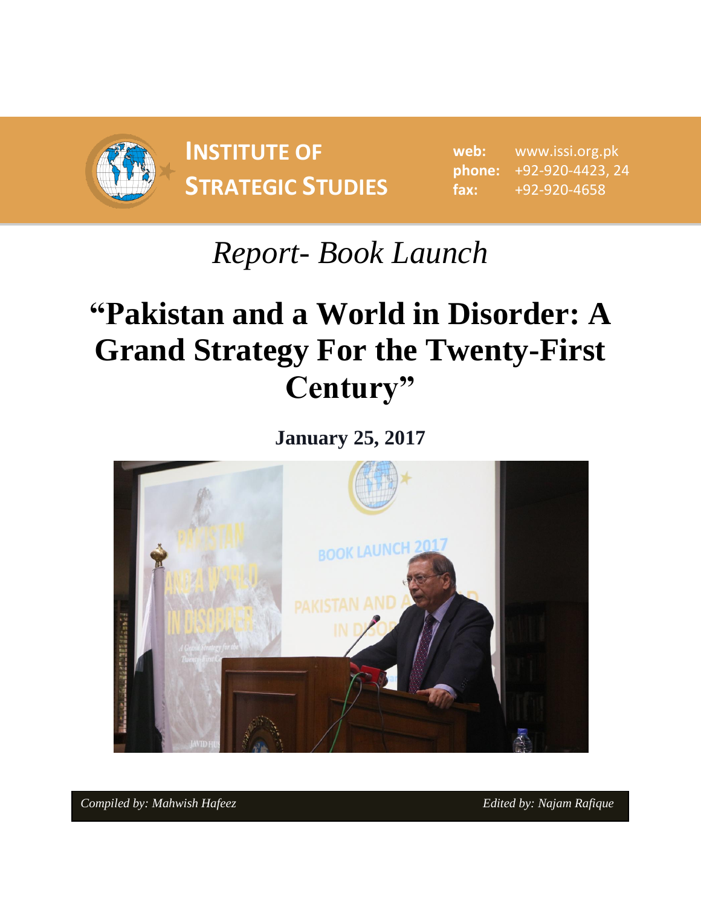**INSTITUTE OF STRATEGIC STUDIES**

**web:** www.issi.org.pk
**phone:** +92-920-4423, 24
**fax:** +92-920-4658

# *Report- Book Launch*

# "Pakistan and a World in Disorder: A Grand Strategy For the Twenty-First Century"

**January 25, 2017**

*Compiled by: Mahwish Hafeez* *Edited by: Najam Rafique*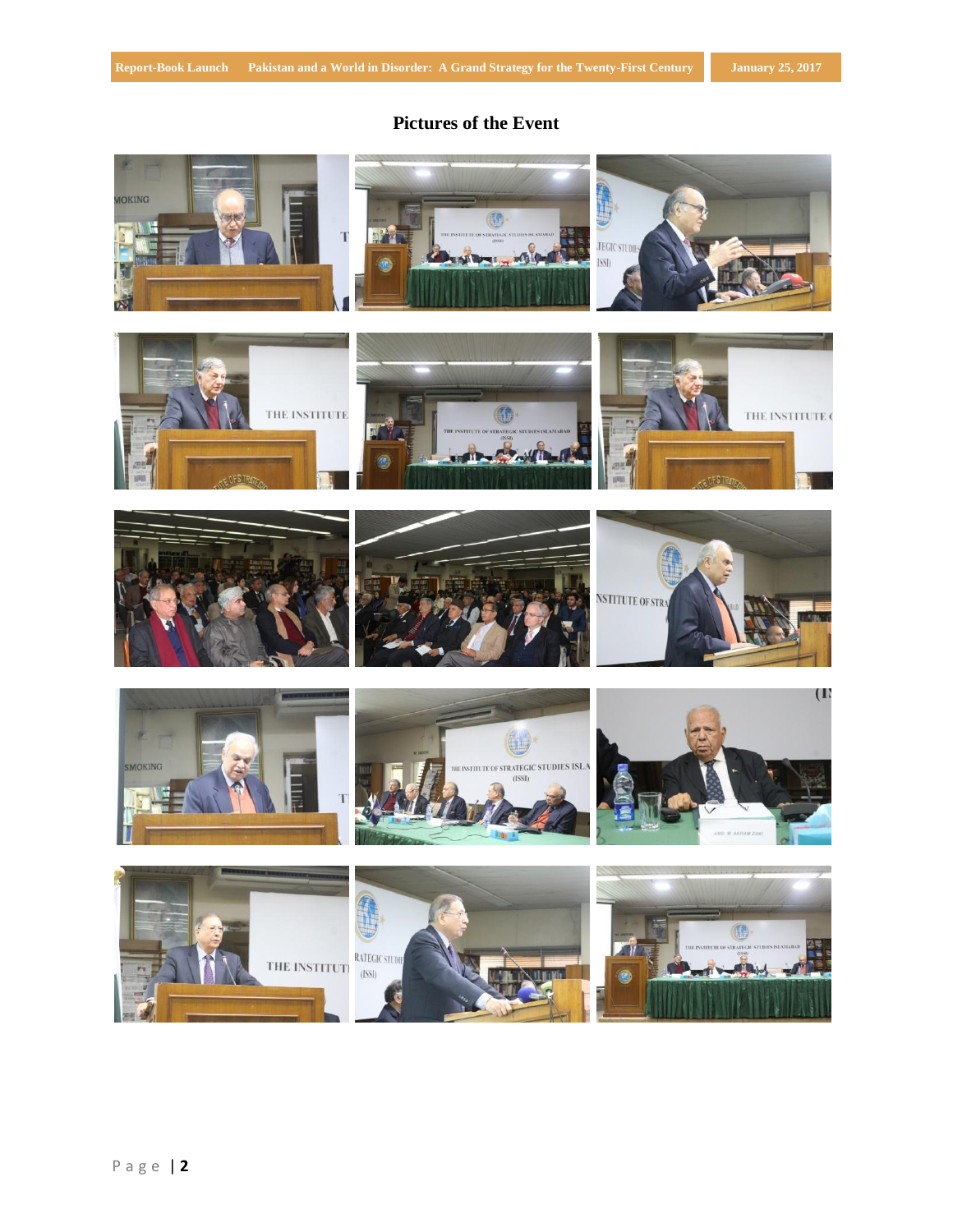## Pictures of the Event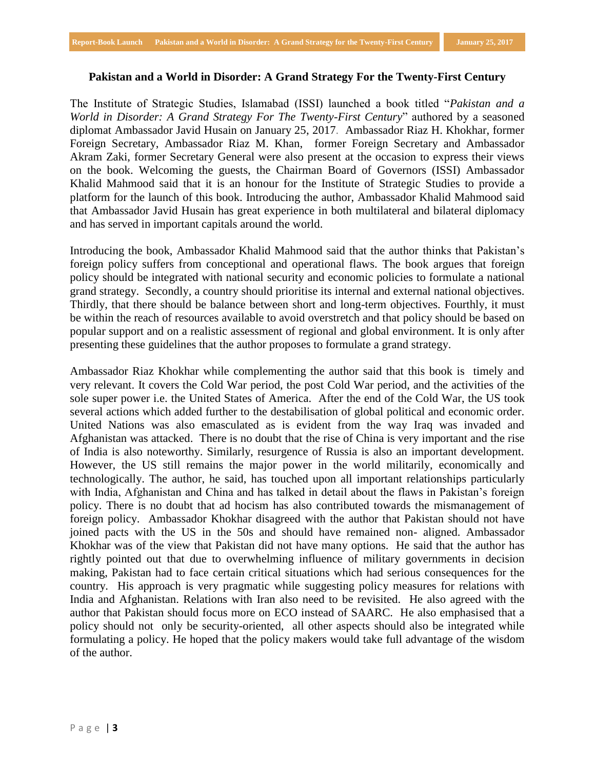## Pakistan and a World in Disorder: A Grand Strategy For the Twenty-First Century

The Institute of Strategic Studies, Islamabad (ISSI) launched a book titled "*Pakistan and a World in Disorder: A Grand Strategy For The Twenty-First Century*" authored by a seasoned diplomat Ambassador Javid Husain on January 25, 2017. Ambassador Riaz H. Khokhar, former Foreign Secretary, Ambassador Riaz M. Khan, former Foreign Secretary and Ambassador Akram Zaki, former Secretary General were also present at the occasion to express their views on the book. Welcoming the guests, the Chairman Board of Governors (ISSI) Ambassador Khalid Mahmood said that it is an honour for the Institute of Strategic Studies to provide a platform for the launch of this book. Introducing the author, Ambassador Khalid Mahmood said that Ambassador Javid Husain has great experience in both multilateral and bilateral diplomacy and has served in important capitals around the world.

Introducing the book, Ambassador Khalid Mahmood said that the author thinks that Pakistan's foreign policy suffers from conceptional and operational flaws. The book argues that foreign policy should be integrated with national security and economic policies to formulate a national grand strategy. Secondly, a country should prioritise its internal and external national objectives. Thirdly, that there should be balance between short and long-term objectives. Fourthly, it must be within the reach of resources available to avoid overstretch and that policy should be based on popular support and on a realistic assessment of regional and global environment. It is only after presenting these guidelines that the author proposes to formulate a grand strategy.

Ambassador Riaz Khokhar while complementing the author said that this book is timely and very relevant. It covers the Cold War period, the post Cold War period, and the activities of the sole super power i.e. the United States of America. After the end of the Cold War, the US took several actions which added further to the destabilisation of global political and economic order. United Nations was also emasculated as is evident from the way Iraq was invaded and Afghanistan was attacked. There is no doubt that the rise of China is very important and the rise of India is also noteworthy. Similarly, resurgence of Russia is also an important development. However, the US still remains the major power in the world militarily, economically and technologically. The author, he said, has touched upon all important relationships particularly with India, Afghanistan and China and has talked in detail about the flaws in Pakistan's foreign policy. There is no doubt that ad hocism has also contributed towards the mismanagement of foreign policy. Ambassador Khokhar disagreed with the author that Pakistan should not have joined pacts with the US in the 50s and should have remained non- aligned. Ambassador Khokhar was of the view that Pakistan did not have many options. He said that the author has rightly pointed out that due to overwhelming influence of military governments in decision making, Pakistan had to face certain critical situations which had serious consequences for the country. His approach is very pragmatic while suggesting policy measures for relations with India and Afghanistan. Relations with Iran also need to be revisited. He also agreed with the author that Pakistan should focus more on ECO instead of SAARC. He also emphasised that a policy should not only be security-oriented, all other aspects should also be integrated while formulating a policy. He hoped that the policy makers would take full advantage of the wisdom of the author.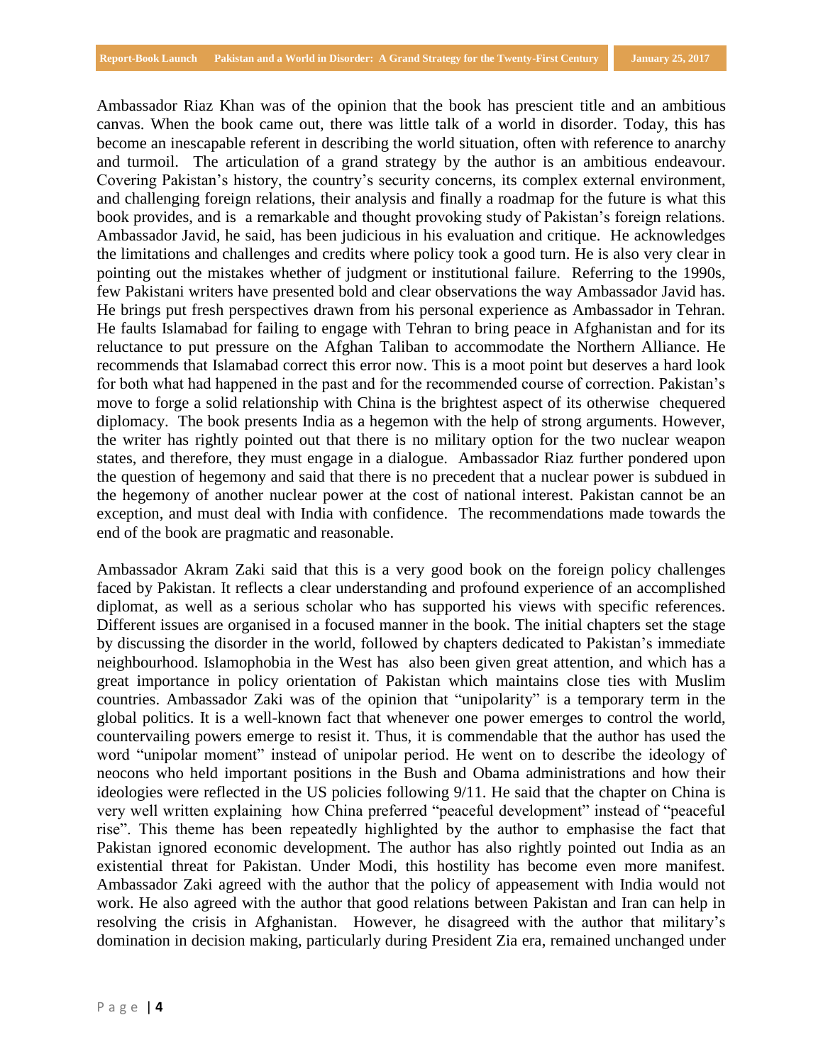Ambassador Riaz Khan was of the opinion that the book has prescient title and an ambitious canvas. When the book came out, there was little talk of a world in disorder. Today, this has become an inescapable referent in describing the world situation, often with reference to anarchy and turmoil. The articulation of a grand strategy by the author is an ambitious endeavour. Covering Pakistan's history, the country's security concerns, its complex external environment, and challenging foreign relations, their analysis and finally a roadmap for the future is what this book provides, and is a remarkable and thought provoking study of Pakistan's foreign relations. Ambassador Javid, he said, has been judicious in his evaluation and critique. He acknowledges the limitations and challenges and credits where policy took a good turn. He is also very clear in pointing out the mistakes whether of judgment or institutional failure. Referring to the 1990s, few Pakistani writers have presented bold and clear observations the way Ambassador Javid has. He brings put fresh perspectives drawn from his personal experience as Ambassador in Tehran. He faults Islamabad for failing to engage with Tehran to bring peace in Afghanistan and for its reluctance to put pressure on the Afghan Taliban to accommodate the Northern Alliance. He recommends that Islamabad correct this error now. This is a moot point but deserves a hard look for both what had happened in the past and for the recommended course of correction. Pakistan's move to forge a solid relationship with China is the brightest aspect of its otherwise chequered diplomacy. The book presents India as a hegemon with the help of strong arguments. However, the writer has rightly pointed out that there is no military option for the two nuclear weapon states, and therefore, they must engage in a dialogue. Ambassador Riaz further pondered upon the question of hegemony and said that there is no precedent that a nuclear power is subdued in the hegemony of another nuclear power at the cost of national interest. Pakistan cannot be an exception, and must deal with India with confidence. The recommendations made towards the end of the book are pragmatic and reasonable.

Ambassador Akram Zaki said that this is a very good book on the foreign policy challenges faced by Pakistan. It reflects a clear understanding and profound experience of an accomplished diplomat, as well as a serious scholar who has supported his views with specific references. Different issues are organised in a focused manner in the book. The initial chapters set the stage by discussing the disorder in the world, followed by chapters dedicated to Pakistan's immediate neighbourhood. Islamophobia in the West has also been given great attention, and which has a great importance in policy orientation of Pakistan which maintains close ties with Muslim countries. Ambassador Zaki was of the opinion that "unipolarity" is a temporary term in the global politics. It is a well-known fact that whenever one power emerges to control the world, countervailing powers emerge to resist it. Thus, it is commendable that the author has used the word "unipolar moment" instead of unipolar period. He went on to describe the ideology of neocons who held important positions in the Bush and Obama administrations and how their ideologies were reflected in the US policies following 9/11. He said that the chapter on China is very well written explaining how China preferred "peaceful development" instead of "peaceful rise". This theme has been repeatedly highlighted by the author to emphasise the fact that Pakistan ignored economic development. The author has also rightly pointed out India as an existential threat for Pakistan. Under Modi, this hostility has become even more manifest. Ambassador Zaki agreed with the author that the policy of appeasement with India would not work. He also agreed with the author that good relations between Pakistan and Iran can help in resolving the crisis in Afghanistan. However, he disagreed with the author that military's domination in decision making, particularly during President Zia era, remained unchanged under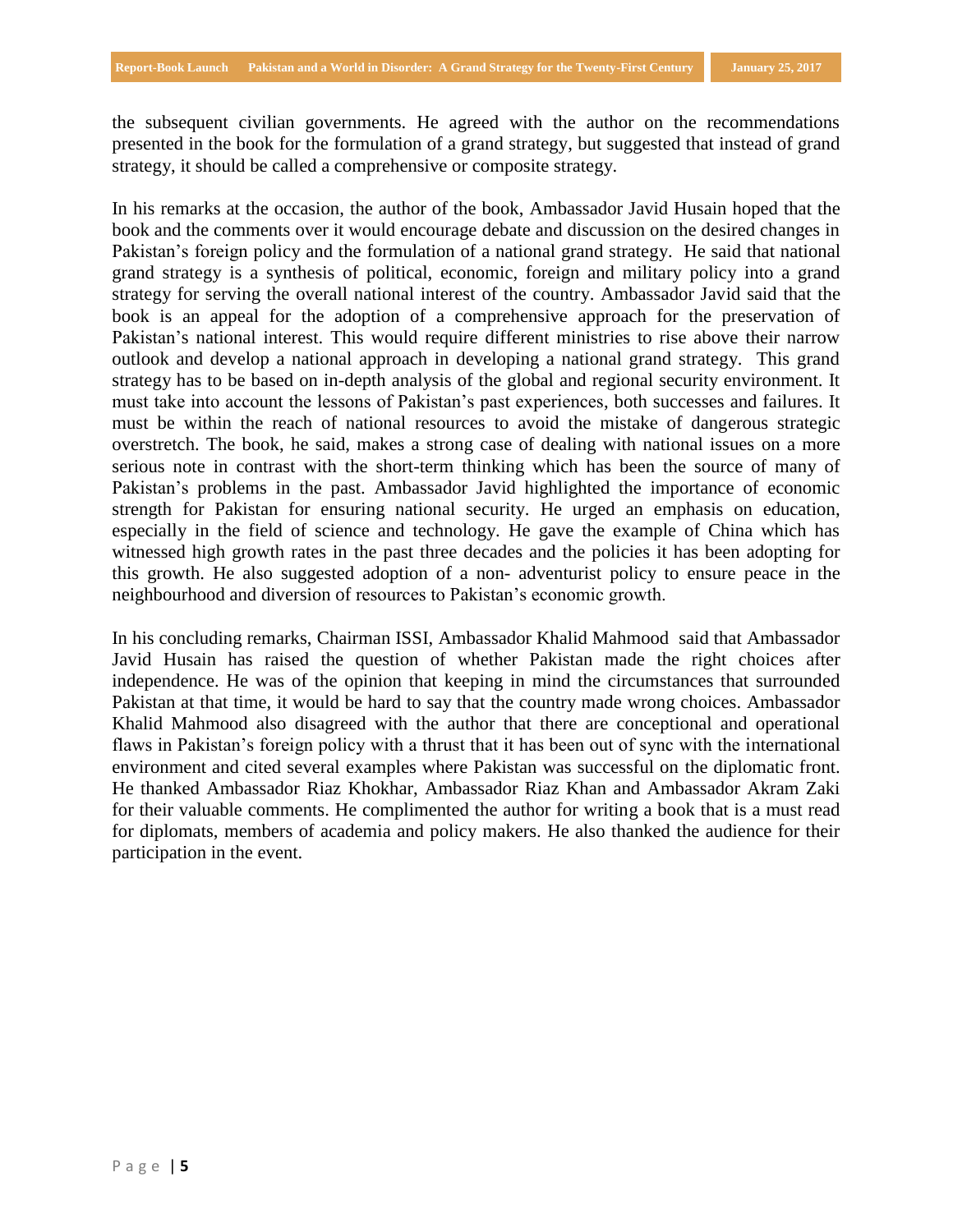the subsequent civilian governments. He agreed with the author on the recommendations presented in the book for the formulation of a grand strategy, but suggested that instead of grand strategy, it should be called a comprehensive or composite strategy.

In his remarks at the occasion, the author of the book, Ambassador Javid Husain hoped that the book and the comments over it would encourage debate and discussion on the desired changes in Pakistan's foreign policy and the formulation of a national grand strategy. He said that national grand strategy is a synthesis of political, economic, foreign and military policy into a grand strategy for serving the overall national interest of the country. Ambassador Javid said that the book is an appeal for the adoption of a comprehensive approach for the preservation of Pakistan's national interest. This would require different ministries to rise above their narrow outlook and develop a national approach in developing a national grand strategy. This grand strategy has to be based on in-depth analysis of the global and regional security environment. It must take into account the lessons of Pakistan's past experiences, both successes and failures. It must be within the reach of national resources to avoid the mistake of dangerous strategic overstretch. The book, he said, makes a strong case of dealing with national issues on a more serious note in contrast with the short-term thinking which has been the source of many of Pakistan's problems in the past. Ambassador Javid highlighted the importance of economic strength for Pakistan for ensuring national security. He urged an emphasis on education, especially in the field of science and technology. He gave the example of China which has witnessed high growth rates in the past three decades and the policies it has been adopting for this growth. He also suggested adoption of a non- adventurist policy to ensure peace in the neighbourhood and diversion of resources to Pakistan's economic growth.

In his concluding remarks, Chairman ISSI, Ambassador Khalid Mahmood said that Ambassador Javid Husain has raised the question of whether Pakistan made the right choices after independence. He was of the opinion that keeping in mind the circumstances that surrounded Pakistan at that time, it would be hard to say that the country made wrong choices. Ambassador Khalid Mahmood also disagreed with the author that there are conceptional and operational flaws in Pakistan's foreign policy with a thrust that it has been out of sync with the international environment and cited several examples where Pakistan was successful on the diplomatic front. He thanked Ambassador Riaz Khokhar, Ambassador Riaz Khan and Ambassador Akram Zaki for their valuable comments. He complimented the author for writing a book that is a must read for diplomats, members of academia and policy makers. He also thanked the audience for their participation in the event.